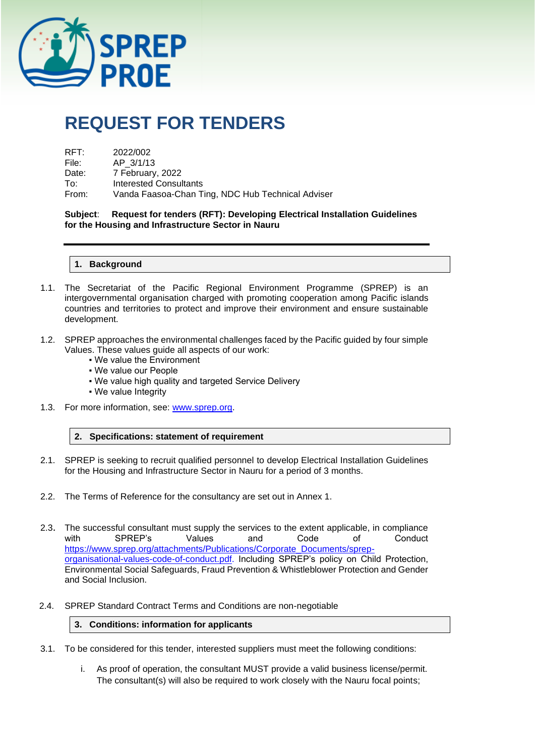# REQUEST FOR TENDERS

RFT: 2022/002
File: AP_3/1/13
Date: 7 February, 2022
To: Interested Consultants
From: Vanda Faasoa-Chan Ting, NDC Hub Technical Adviser

**Subject**: **Request for tenders (RFT): Developing Electrical Installation Guidelines for the Housing and Infrastructure Sector in Nauru**

## 1. Background

1.1. The Secretariat of the Pacific Regional Environment Programme (SPREP) is an intergovernmental organisation charged with promoting cooperation among Pacific islands countries and territories to protect and improve their environment and ensure sustainable development.

1.2. SPREP approaches the environmental challenges faced by the Pacific guided by four simple Values. These values guide all aspects of our work:

- We value the Environment
- We value our People
- We value high quality and targeted Service Delivery
- We value Integrity

1.3. For more information, see: [www.sprep.org](http://www.sprep.org).

## 2. Specifications: statement of requirement

2.1. SPREP is seeking to recruit qualified personnel to develop Electrical Installation Guidelines for the Housing and Infrastructure Sector in Nauru for a period of 3 months.

2.2. The Terms of Reference for the consultancy are set out in Annex 1.

2.3. The successful consultant must supply the services to the extent applicable, in compliance with SPREP's Values and Code of Conduct [https://www.sprep.org/attachments/Publications/Corporate_Documents/sprep-organisational-values-code-of-conduct.pdf](https://www.sprep.org/attachments/Publications/Corporate_Documents/sprep-organisational-values-code-of-conduct.pdf). Including SPREP's policy on Child Protection, Environmental Social Safeguards, Fraud Prevention & Whistleblower Protection and Gender and Social Inclusion.

2.4. SPREP Standard Contract Terms and Conditions are non-negotiable

## 3. Conditions: information for applicants

3.1. To be considered for this tender, interested suppliers must meet the following conditions:

i. As proof of operation, the consultant MUST provide a valid business license/permit. The consultant(s) will also be required to work closely with the Nauru focal points;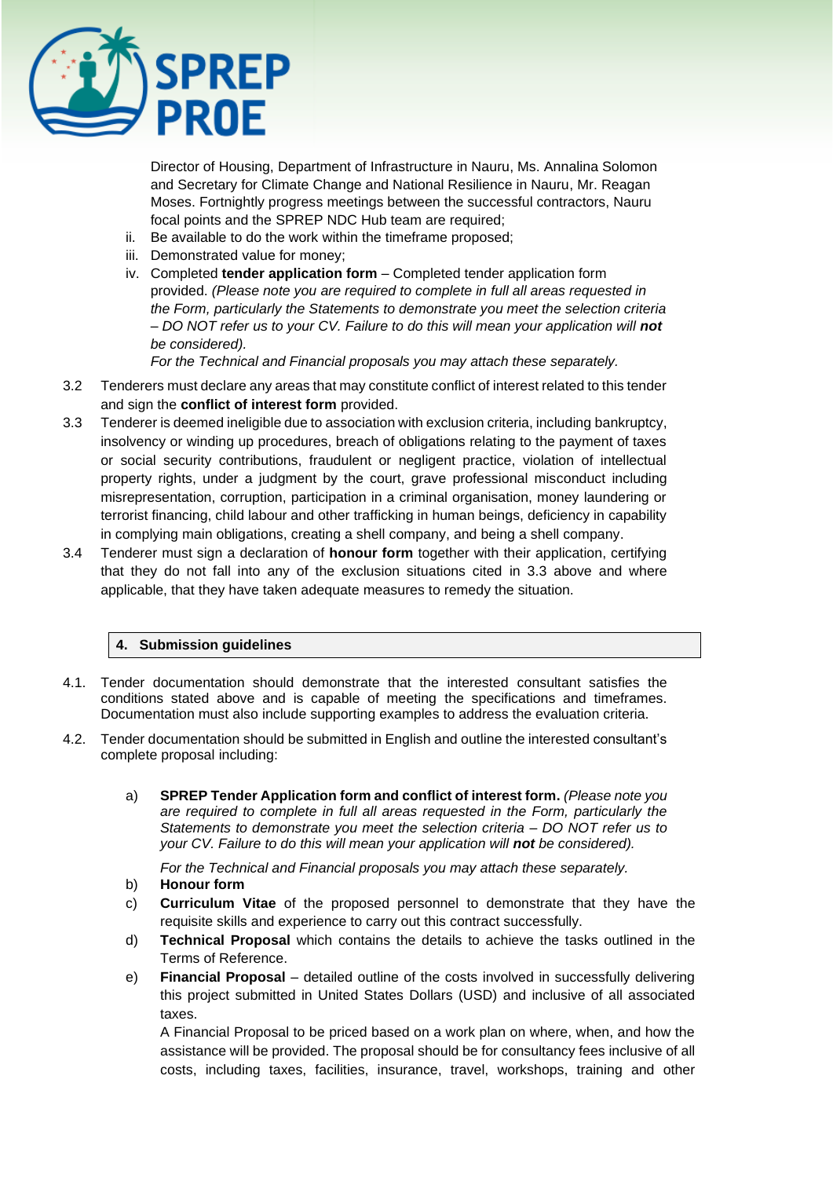Director of Housing, Department of Infrastructure in Nauru, Ms. Annalina Solomon and Secretary for Climate Change and National Resilience in Nauru, Mr. Reagan Moses. Fortnightly progress meetings between the successful contractors, Nauru focal points and the SPREP NDC Hub team are required;

ii. Be available to do the work within the timeframe proposed;

iii. Demonstrated value for money;

iv. Completed **tender application form** – Completed tender application form provided. *(Please note you are required to complete in full all areas requested in the Form, particularly the Statements to demonstrate you meet the selection criteria – DO NOT refer us to your CV. Failure to do this will mean your application will **not** be considered).*

*For the Technical and Financial proposals you may attach these separately.*

3.2 Tenderers must declare any areas that may constitute conflict of interest related to this tender and sign the **conflict of interest form** provided.

3.3 Tenderer is deemed ineligible due to association with exclusion criteria, including bankruptcy, insolvency or winding up procedures, breach of obligations relating to the payment of taxes or social security contributions, fraudulent or negligent practice, violation of intellectual property rights, under a judgment by the court, grave professional misconduct including misrepresentation, corruption, participation in a criminal organisation, money laundering or terrorist financing, child labour and other trafficking in human beings, deficiency in capability in complying main obligations, creating a shell company, and being a shell company.

3.4 Tenderer must sign a declaration of **honour form** together with their application, certifying that they do not fall into any of the exclusion situations cited in 3.3 above and where applicable, that they have taken adequate measures to remedy the situation.

## 4. Submission guidelines

4.1. Tender documentation should demonstrate that the interested consultant satisfies the conditions stated above and is capable of meeting the specifications and timeframes. Documentation must also include supporting examples to address the evaluation criteria.

4.2. Tender documentation should be submitted in English and outline the interested consultant's complete proposal including:

a) **SPREP Tender Application form and conflict of interest form.** *(Please note you are required to complete in full all areas requested in the Form, particularly the Statements to demonstrate you meet the selection criteria – DO NOT refer us to your CV. Failure to do this will mean your application will **not** be considered).*

*For the Technical and Financial proposals you may attach these separately.*

b) **Honour form**

c) **Curriculum Vitae** of the proposed personnel to demonstrate that they have the requisite skills and experience to carry out this contract successfully.

d) **Technical Proposal** which contains the details to achieve the tasks outlined in the Terms of Reference.

e) **Financial Proposal** – detailed outline of the costs involved in successfully delivering this project submitted in United States Dollars (USD) and inclusive of all associated taxes.

A Financial Proposal to be priced based on a work plan on where, when, and how the assistance will be provided. The proposal should be for consultancy fees inclusive of all costs, including taxes, facilities, insurance, travel, workshops, training and other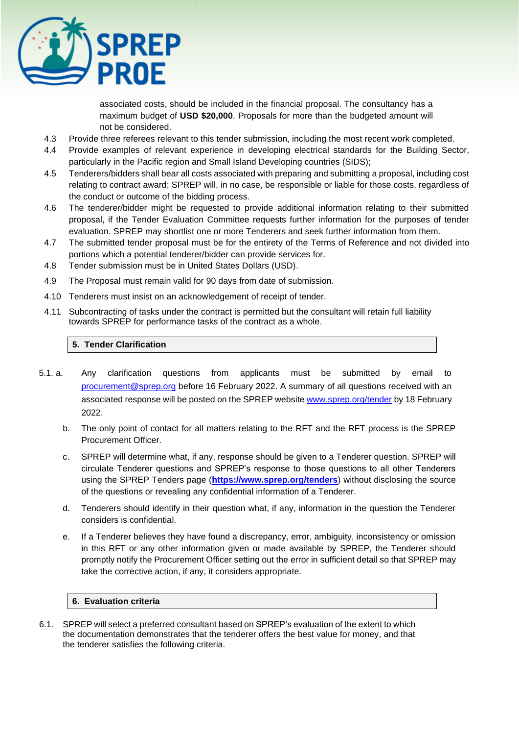associated costs, should be included in the financial proposal. The consultancy has a maximum budget of **USD $20,000**. Proposals for more than the budgeted amount will not be considered.

4.3 Provide three referees relevant to this tender submission, including the most recent work completed.

4.4 Provide examples of relevant experience in developing electrical standards for the Building Sector, particularly in the Pacific region and Small Island Developing countries (SIDS);

4.5 Tenderers/bidders shall bear all costs associated with preparing and submitting a proposal, including cost relating to contract award; SPREP will, in no case, be responsible or liable for those costs, regardless of the conduct or outcome of the bidding process.

4.6 The tenderer/bidder might be requested to provide additional information relating to their submitted proposal, if the Tender Evaluation Committee requests further information for the purposes of tender evaluation. SPREP may shortlist one or more Tenderers and seek further information from them.

4.7 The submitted tender proposal must be for the entirety of the Terms of Reference and not divided into portions which a potential tenderer/bidder can provide services for.

4.8 Tender submission must be in United States Dollars (USD).

4.9 The Proposal must remain valid for 90 days from date of submission.

4.10 Tenderers must insist on an acknowledgement of receipt of tender.

4.11 Subcontracting of tasks under the contract is permitted but the consultant will retain full liability towards SPREP for performance tasks of the contract as a whole.

## 5. Tender Clarification

5.1. a. Any clarification questions from applicants must be submitted by email to procurement@sprep.org before 16 February 2022. A summary of all questions received with an associated response will be posted on the SPREP website www.sprep.org/tender by 18 February 2022.

b. The only point of contact for all matters relating to the RFT and the RFT process is the SPREP Procurement Officer.

c. SPREP will determine what, if any, response should be given to a Tenderer question. SPREP will circulate Tenderer questions and SPREP's response to those questions to all other Tenderers using the SPREP Tenders page (**https://www.sprep.org/tenders**) without disclosing the source of the questions or revealing any confidential information of a Tenderer.

d. Tenderers should identify in their question what, if any, information in the question the Tenderer considers is confidential.

e. If a Tenderer believes they have found a discrepancy, error, ambiguity, inconsistency or omission in this RFT or any other information given or made available by SPREP, the Tenderer should promptly notify the Procurement Officer setting out the error in sufficient detail so that SPREP may take the corrective action, if any, it considers appropriate.

## 6. Evaluation criteria

6.1. SPREP will select a preferred consultant based on SPREP's evaluation of the extent to which the documentation demonstrates that the tenderer offers the best value for money, and that the tenderer satisfies the following criteria.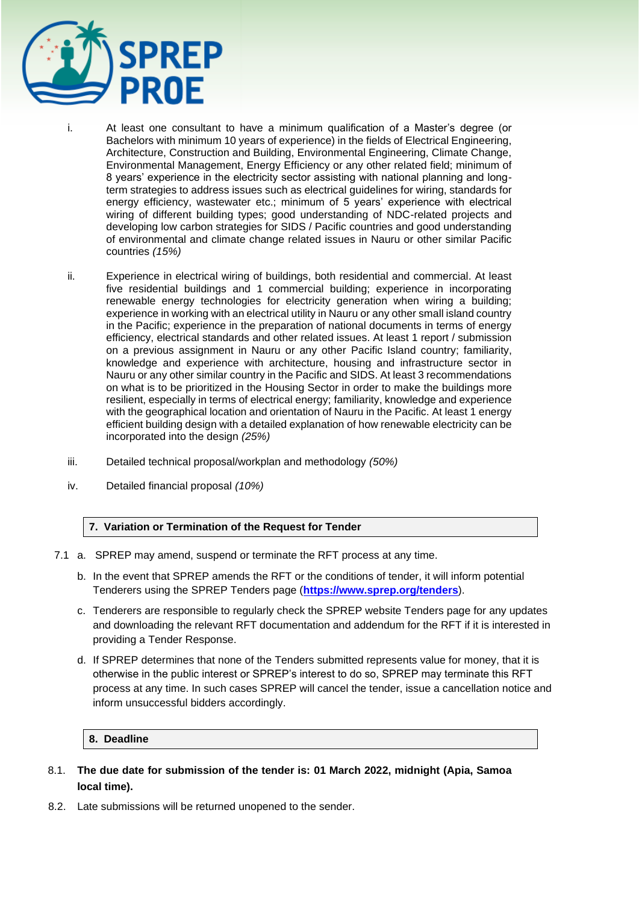i. At least one consultant to have a minimum qualification of a Master's degree (or Bachelors with minimum 10 years of experience) in the fields of Electrical Engineering, Architecture, Construction and Building, Environmental Engineering, Climate Change, Environmental Management, Energy Efficiency or any other related field; minimum of 8 years' experience in the electricity sector assisting with national planning and long-term strategies to address issues such as electrical guidelines for wiring, standards for energy efficiency, wastewater etc.; minimum of 5 years' experience with electrical wiring of different building types; good understanding of NDC-related projects and developing low carbon strategies for SIDS / Pacific countries and good understanding of environmental and climate change related issues in Nauru or other similar Pacific countries *(15%)*

ii. Experience in electrical wiring of buildings, both residential and commercial. At least five residential buildings and 1 commercial building; experience in incorporating renewable energy technologies for electricity generation when wiring a building; experience in working with an electrical utility in Nauru or any other small island country in the Pacific; experience in the preparation of national documents in terms of energy efficiency, electrical standards and other related issues. At least 1 report / submission on a previous assignment in Nauru or any other Pacific Island country; familiarity, knowledge and experience with architecture, housing and infrastructure sector in Nauru or any other similar country in the Pacific and SIDS. At least 3 recommendations on what is to be prioritized in the Housing Sector in order to make the buildings more resilient, especially in terms of electrical energy; familiarity, knowledge and experience with the geographical location and orientation of Nauru in the Pacific. At least 1 energy efficient building design with a detailed explanation of how renewable electricity can be incorporated into the design *(25%)*

iii. Detailed technical proposal/workplan and methodology *(50%)*

iv. Detailed financial proposal *(10%)*

## 7. Variation or Termination of the Request for Tender

7.1 a. SPREP may amend, suspend or terminate the RFT process at any time.

b. In the event that SPREP amends the RFT or the conditions of tender, it will inform potential Tenderers using the SPREP Tenders page (**https://www.sprep.org/tenders**).

c. Tenderers are responsible to regularly check the SPREP website Tenders page for any updates and downloading the relevant RFT documentation and addendum for the RFT if it is interested in providing a Tender Response.

d. If SPREP determines that none of the Tenders submitted represents value for money, that it is otherwise in the public interest or SPREP's interest to do so, SPREP may terminate this RFT process at any time. In such cases SPREP will cancel the tender, issue a cancellation notice and inform unsuccessful bidders accordingly.

## 8. Deadline

8.1. **The due date for submission of the tender is: 01 March 2022, midnight (Apia, Samoa local time).**

8.2. Late submissions will be returned unopened to the sender.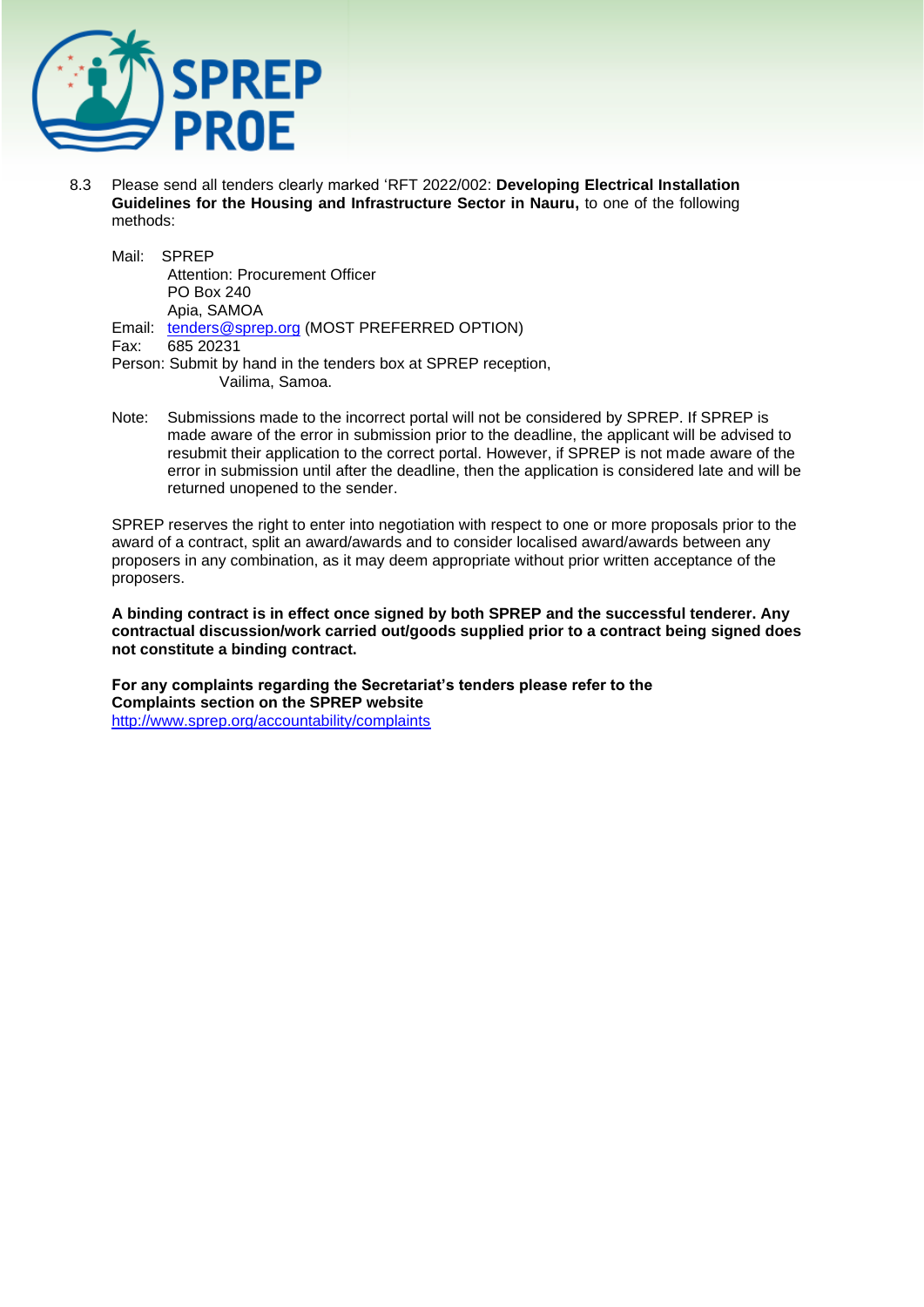8.3 Please send all tenders clearly marked 'RFT 2022/002: **Developing Electrical Installation Guidelines for the Housing and Infrastructure Sector in Nauru,** to one of the following methods:

Mail: SPREP
Attention: Procurement Officer
PO Box 240
Apia, SAMOA

Email: tenders@sprep.org (MOST PREFERRED OPTION)

Fax: 685 20231

Person: Submit by hand in the tenders box at SPREP reception, Vailima, Samoa.

Note: Submissions made to the incorrect portal will not be considered by SPREP. If SPREP is made aware of the error in submission prior to the deadline, the applicant will be advised to resubmit their application to the correct portal. However, if SPREP is not made aware of the error in submission until after the deadline, then the application is considered late and will be returned unopened to the sender.

SPREP reserves the right to enter into negotiation with respect to one or more proposals prior to the award of a contract, split an award/awards and to consider localised award/awards between any proposers in any combination, as it may deem appropriate without prior written acceptance of the proposers.

**A binding contract is in effect once signed by both SPREP and the successful tenderer. Any contractual discussion/work carried out/goods supplied prior to a contract being signed does not constitute a binding contract.**

**For any complaints regarding the Secretariat's tenders please refer to the Complaints section on the SPREP website**
http://www.sprep.org/accountability/complaints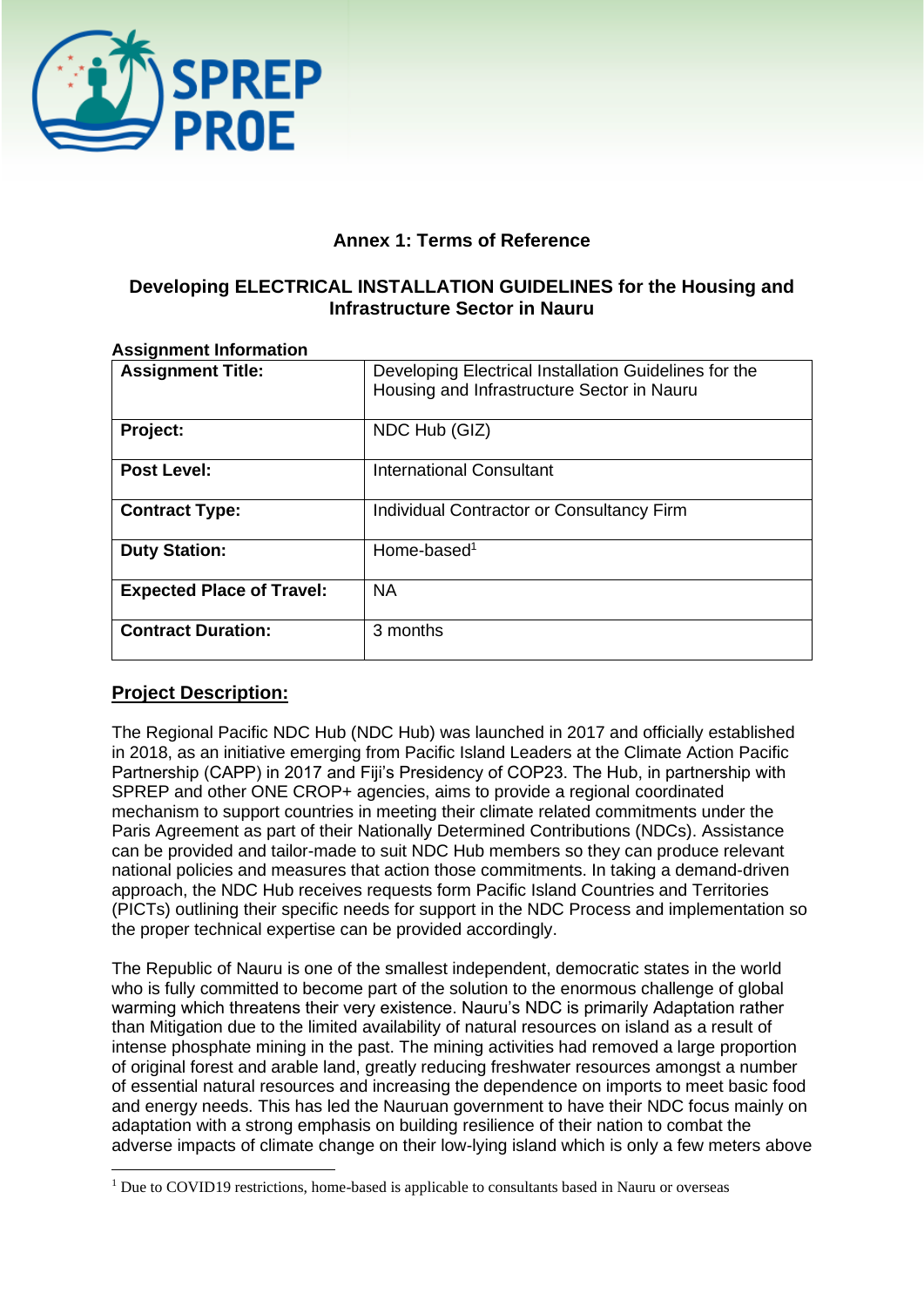### Annex 1: Terms of Reference

### Developing ELECTRICAL INSTALLATION GUIDELINES for the Housing and Infrastructure Sector in Nauru

**Assignment Information**

| **Assignment Title:** | Developing Electrical Installation Guidelines for the Housing and Infrastructure Sector in Nauru |
|---|---|
| **Project:** | NDC Hub (GIZ) |
| **Post Level:** | International Consultant |
| **Contract Type:** | Individual Contractor or Consultancy Firm |
| **Duty Station:** | Home-based[1] |
| **Expected Place of Travel:** | NA |
| **Contract Duration:** | 3 months |

**Project Description:**

The Regional Pacific NDC Hub (NDC Hub) was launched in 2017 and officially established in 2018, as an initiative emerging from Pacific Island Leaders at the Climate Action Pacific Partnership (CAPP) in 2017 and Fiji's Presidency of COP23. The Hub, in partnership with SPREP and other ONE CROP+ agencies, aims to provide a regional coordinated mechanism to support countries in meeting their climate related commitments under the Paris Agreement as part of their Nationally Determined Contributions (NDCs). Assistance can be provided and tailor-made to suit NDC Hub members so they can produce relevant national policies and measures that action those commitments. In taking a demand-driven approach, the NDC Hub receives requests form Pacific Island Countries and Territories (PICTs) outlining their specific needs for support in the NDC Process and implementation so the proper technical expertise can be provided accordingly.

The Republic of Nauru is one of the smallest independent, democratic states in the world who is fully committed to become part of the solution to the enormous challenge of global warming which threatens their very existence. Nauru's NDC is primarily Adaptation rather than Mitigation due to the limited availability of natural resources on island as a result of intense phosphate mining in the past. The mining activities had removed a large proportion of original forest and arable land, greatly reducing freshwater resources amongst a number of essential natural resources and increasing the dependence on imports to meet basic food and energy needs. This has led the Nauruan government to have their NDC focus mainly on adaptation with a strong emphasis on building resilience of their nation to combat the adverse impacts of climate change on their low-lying island which is only a few meters above

[1] Due to COVID19 restrictions, home-based is applicable to consultants based in Nauru or overseas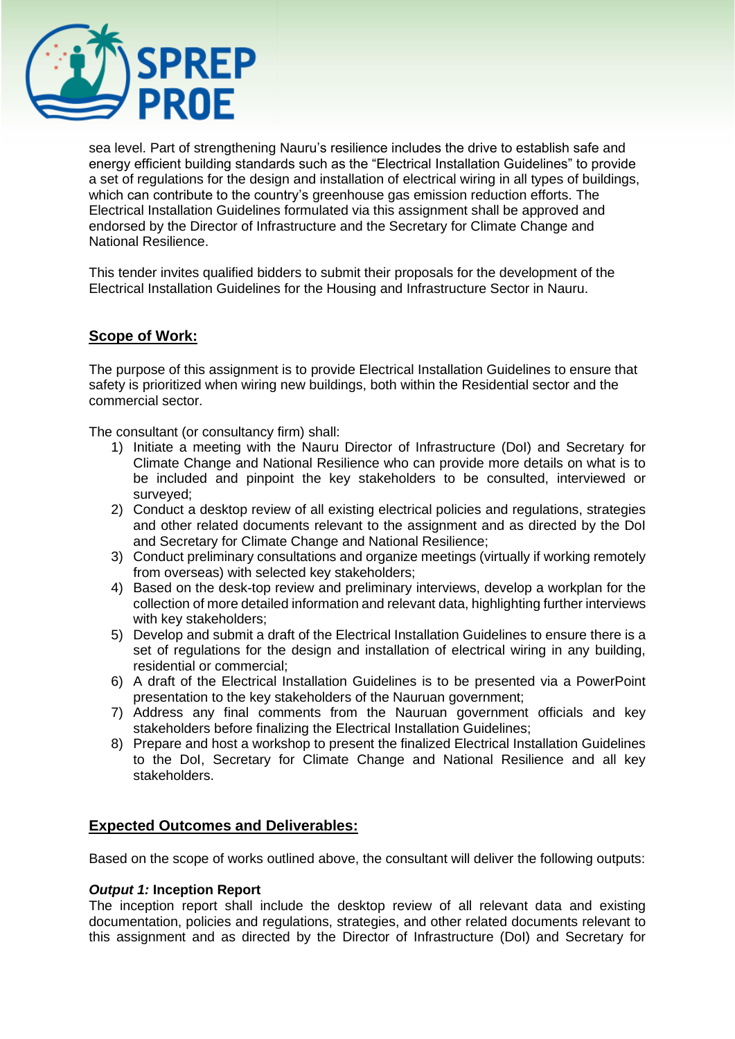sea level. Part of strengthening Nauru's resilience includes the drive to establish safe and energy efficient building standards such as the "Electrical Installation Guidelines" to provide a set of regulations for the design and installation of electrical wiring in all types of buildings, which can contribute to the country's greenhouse gas emission reduction efforts. The Electrical Installation Guidelines formulated via this assignment shall be approved and endorsed by the Director of Infrastructure and the Secretary for Climate Change and National Resilience.

This tender invites qualified bidders to submit their proposals for the development of the Electrical Installation Guidelines for the Housing and Infrastructure Sector in Nauru.

## Scope of Work:

The purpose of this assignment is to provide Electrical Installation Guidelines to ensure that safety is prioritized when wiring new buildings, both within the Residential sector and the commercial sector.

The consultant (or consultancy firm) shall:

1) Initiate a meeting with the Nauru Director of Infrastructure (DoI) and Secretary for Climate Change and National Resilience who can provide more details on what is to be included and pinpoint the key stakeholders to be consulted, interviewed or surveyed;
2) Conduct a desktop review of all existing electrical policies and regulations, strategies and other related documents relevant to the assignment and as directed by the DoI and Secretary for Climate Change and National Resilience;
3) Conduct preliminary consultations and organize meetings (virtually if working remotely from overseas) with selected key stakeholders;
4) Based on the desk-top review and preliminary interviews, develop a workplan for the collection of more detailed information and relevant data, highlighting further interviews with key stakeholders;
5) Develop and submit a draft of the Electrical Installation Guidelines to ensure there is a set of regulations for the design and installation of electrical wiring in any building, residential or commercial;
6) A draft of the Electrical Installation Guidelines is to be presented via a PowerPoint presentation to the key stakeholders of the Nauruan government;
7) Address any final comments from the Nauruan government officials and key stakeholders before finalizing the Electrical Installation Guidelines;
8) Prepare and host a workshop to present the finalized Electrical Installation Guidelines to the DoI, Secretary for Climate Change and National Resilience and all key stakeholders.

## Expected Outcomes and Deliverables:

Based on the scope of works outlined above, the consultant will deliver the following outputs:

***Output 1:*** **Inception Report**

The inception report shall include the desktop review of all relevant data and existing documentation, policies and regulations, strategies, and other related documents relevant to this assignment and as directed by the Director of Infrastructure (DoI) and Secretary for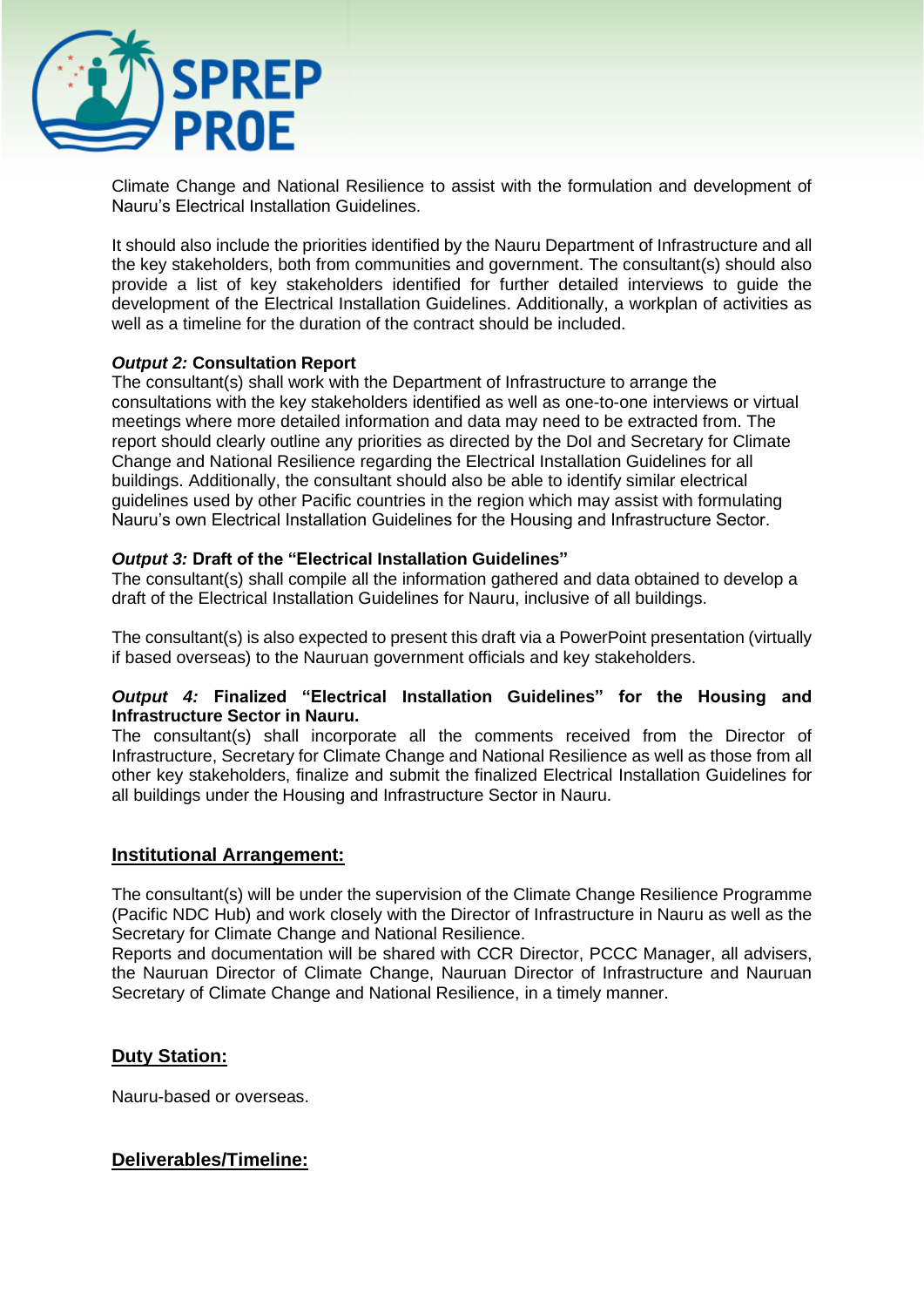Climate Change and National Resilience to assist with the formulation and development of Nauru's Electrical Installation Guidelines.

It should also include the priorities identified by the Nauru Department of Infrastructure and all the key stakeholders, both from communities and government. The consultant(s) should also provide a list of key stakeholders identified for further detailed interviews to guide the development of the Electrical Installation Guidelines. Additionally, a workplan of activities as well as a timeline for the duration of the contract should be included.

***Output 2:*** **Consultation Report**
The consultant(s) shall work with the Department of Infrastructure to arrange the consultations with the key stakeholders identified as well as one-to-one interviews or virtual meetings where more detailed information and data may need to be extracted from. The report should clearly outline any priorities as directed by the DoI and Secretary for Climate Change and National Resilience regarding the Electrical Installation Guidelines for all buildings. Additionally, the consultant should also be able to identify similar electrical guidelines used by other Pacific countries in the region which may assist with formulating Nauru's own Electrical Installation Guidelines for the Housing and Infrastructure Sector.

***Output 3:*** **Draft of the "Electrical Installation Guidelines"**
The consultant(s) shall compile all the information gathered and data obtained to develop a draft of the Electrical Installation Guidelines for Nauru, inclusive of all buildings.

The consultant(s) is also expected to present this draft via a PowerPoint presentation (virtually if based overseas) to the Nauruan government officials and key stakeholders.

***Output 4:*** **Finalized "Electrical Installation Guidelines" for the Housing and Infrastructure Sector in Nauru.**
The consultant(s) shall incorporate all the comments received from the Director of Infrastructure, Secretary for Climate Change and National Resilience as well as those from all other key stakeholders, finalize and submit the finalized Electrical Installation Guidelines for all buildings under the Housing and Infrastructure Sector in Nauru.

## Institutional Arrangement:

The consultant(s) will be under the supervision of the Climate Change Resilience Programme (Pacific NDC Hub) and work closely with the Director of Infrastructure in Nauru as well as the Secretary for Climate Change and National Resilience.
Reports and documentation will be shared with CCR Director, PCCC Manager, all advisers, the Nauruan Director of Climate Change, Nauruan Director of Infrastructure and Nauruan Secretary of Climate Change and National Resilience, in a timely manner.

## Duty Station:

Nauru-based or overseas.

## Deliverables/Timeline: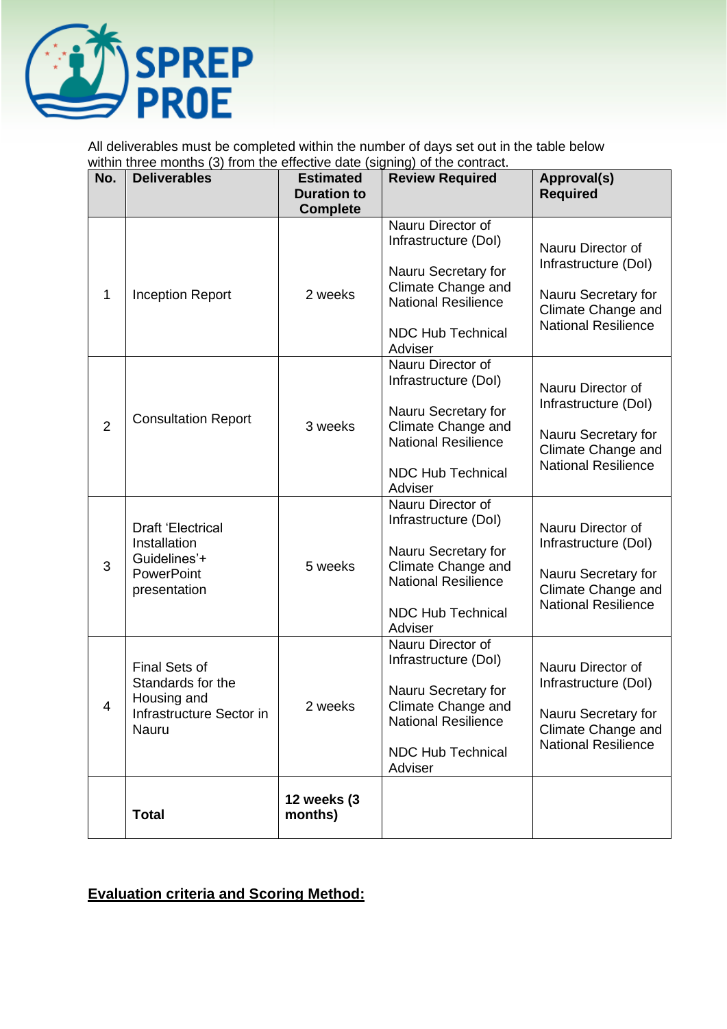All deliverables must be completed within the number of days set out in the table below within three months (3) from the effective date (signing) of the contract.

| No. | Deliverables | Estimated Duration to Complete | Review Required | Approval(s) Required |
|---|---|---|---|---|
| 1 | Inception Report | 2 weeks | Nauru Director of Infrastructure (DoI)<br><br>Nauru Secretary for Climate Change and National Resilience<br><br>NDC Hub Technical Adviser | Nauru Director of Infrastructure (DoI)<br><br>Nauru Secretary for Climate Change and National Resilience |
| 2 | Consultation Report | 3 weeks | Nauru Director of Infrastructure (DoI)<br><br>Nauru Secretary for Climate Change and National Resilience<br><br>NDC Hub Technical Adviser | Nauru Director of Infrastructure (DoI)<br><br>Nauru Secretary for Climate Change and National Resilience |
| 3 | Draft 'Electrical Installation Guidelines'+ PowerPoint presentation | 5 weeks | Nauru Director of Infrastructure (DoI)<br><br>Nauru Secretary for Climate Change and National Resilience<br><br>NDC Hub Technical Adviser | Nauru Director of Infrastructure (DoI)<br><br>Nauru Secretary for Climate Change and National Resilience |
| 4 | Final Sets of Standards for the Housing and Infrastructure Sector in Nauru | 2 weeks | Nauru Director of Infrastructure (DoI)<br><br>Nauru Secretary for Climate Change and National Resilience<br><br>NDC Hub Technical Adviser | Nauru Director of Infrastructure (DoI)<br><br>Nauru Secretary for Climate Change and National Resilience |
| | **Total** | **12 weeks (3 months)** | | |

**Evaluation criteria and Scoring Method:**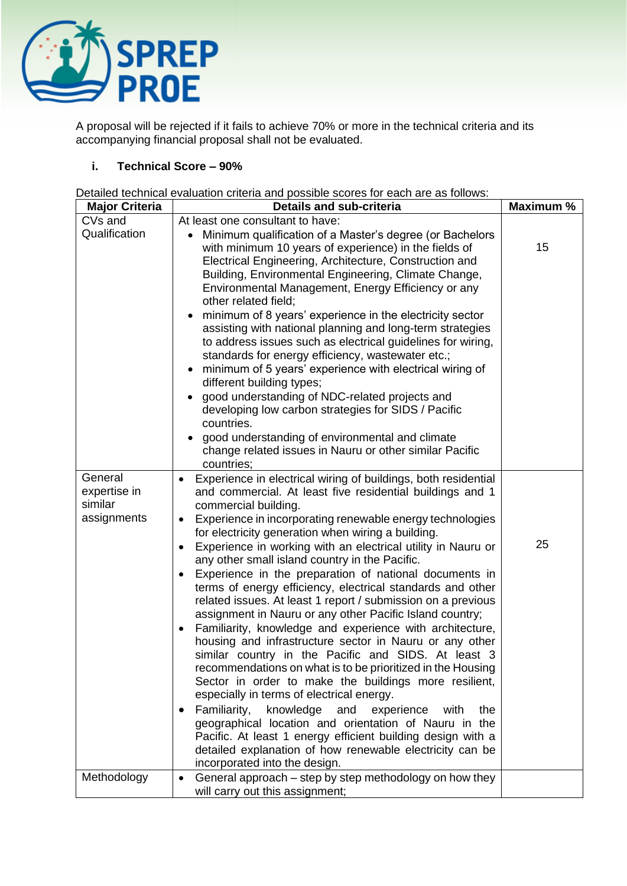A proposal will be rejected if it fails to achieve 70% or more in the technical criteria and its accompanying financial proposal shall not be evaluated.

**i. Technical Score – 90%**

Detailed technical evaluation criteria and possible scores for each are as follows:

| Major Criteria | Details and sub-criteria | Maximum % |
|---|---|---|
| CVs and Qualification | At least one consultant to have:<br>• Minimum qualification of a Master's degree (or Bachelors with minimum 10 years of experience) in the fields of Electrical Engineering, Architecture, Construction and Building, Environmental Engineering, Climate Change, Environmental Management, Energy Efficiency or any other related field;<br>• minimum of 8 years' experience in the electricity sector assisting with national planning and long-term strategies to address issues such as electrical guidelines for wiring, standards for energy efficiency, wastewater etc.;<br>• minimum of 5 years' experience with electrical wiring of different building types;<br>• good understanding of NDC-related projects and developing low carbon strategies for SIDS / Pacific countries.<br>• good understanding of environmental and climate change related issues in Nauru or other similar Pacific countries; | 15 |
| General expertise in similar assignments | • Experience in electrical wiring of buildings, both residential and commercial. At least five residential buildings and 1 commercial building.<br>• Experience in incorporating renewable energy technologies for electricity generation when wiring a building.<br>• Experience in working with an electrical utility in Nauru or any other small island country in the Pacific.<br>• Experience in the preparation of national documents in terms of energy efficiency, electrical standards and other related issues. At least 1 report / submission on a previous assignment in Nauru or any other Pacific Island country;<br>• Familiarity, knowledge and experience with architecture, housing and infrastructure sector in Nauru or any other similar country in the Pacific and SIDS. At least 3 recommendations on what is to be prioritized in the Housing Sector in order to make the buildings more resilient, especially in terms of electrical energy.<br>• Familiarity, knowledge and experience with the geographical location and orientation of Nauru in the Pacific. At least 1 energy efficient building design with a detailed explanation of how renewable electricity can be incorporated into the design. | 25 |
| Methodology | • General approach – step by step methodology on how they will carry out this assignment; | |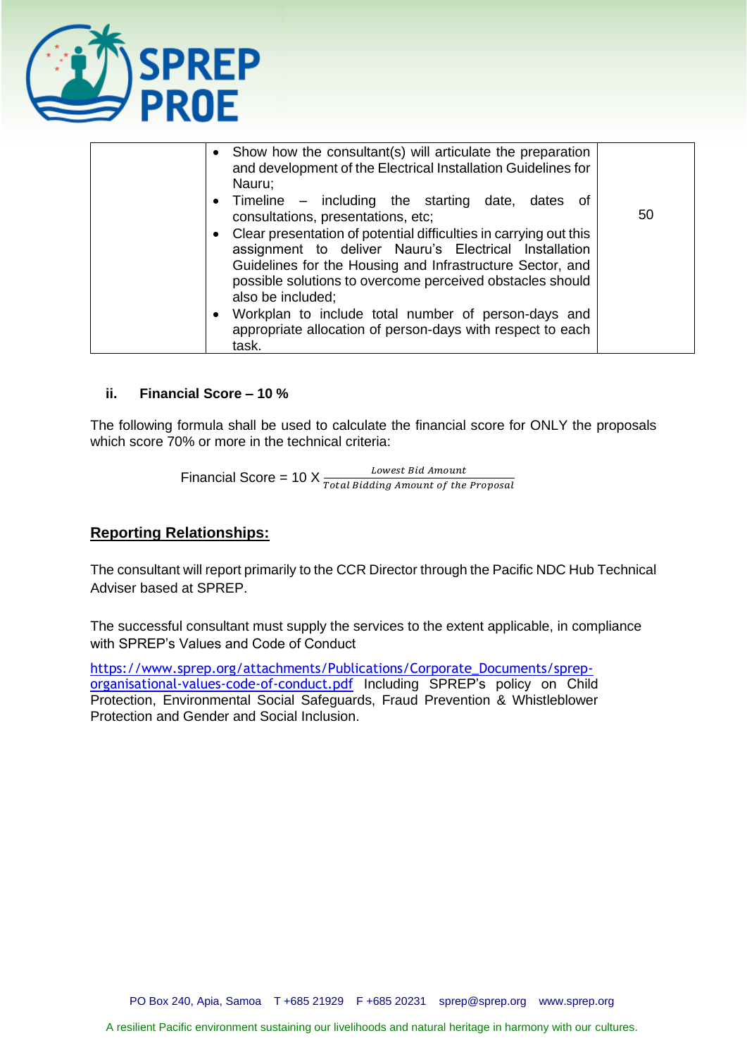| | | |
|---|---|---|
| | • Show how the consultant(s) will articulate the preparation and development of the Electrical Installation Guidelines for Nauru;<br>• Timeline – including the starting date, dates of consultations, presentations, etc;<br>• Clear presentation of potential difficulties in carrying out this assignment to deliver Nauru's Electrical Installation Guidelines for the Housing and Infrastructure Sector, and possible solutions to overcome perceived obstacles should also be included;<br>• Workplan to include total number of person-days and appropriate allocation of person-days with respect to each task. | 50 |

**ii. Financial Score – 10 %**

The following formula shall be used to calculate the financial score for ONLY the proposals which score 70% or more in the technical criteria:

$$\text{Financial Score} = 10 \text{ X } \frac{\textit{Lowest Bid Amount}}{\textit{Total Bidding Amount of the Proposal}}$$

## Reporting Relationships:

The consultant will report primarily to the CCR Director through the Pacific NDC Hub Technical Adviser based at SPREP.

The successful consultant must supply the services to the extent applicable, in compliance with SPREP's Values and Code of Conduct

https://www.sprep.org/attachments/Publications/Corporate_Documents/sprep-organisational-values-code-of-conduct.pdf Including SPREP's policy on Child Protection, Environmental Social Safeguards, Fraud Prevention & Whistleblower Protection and Gender and Social Inclusion.